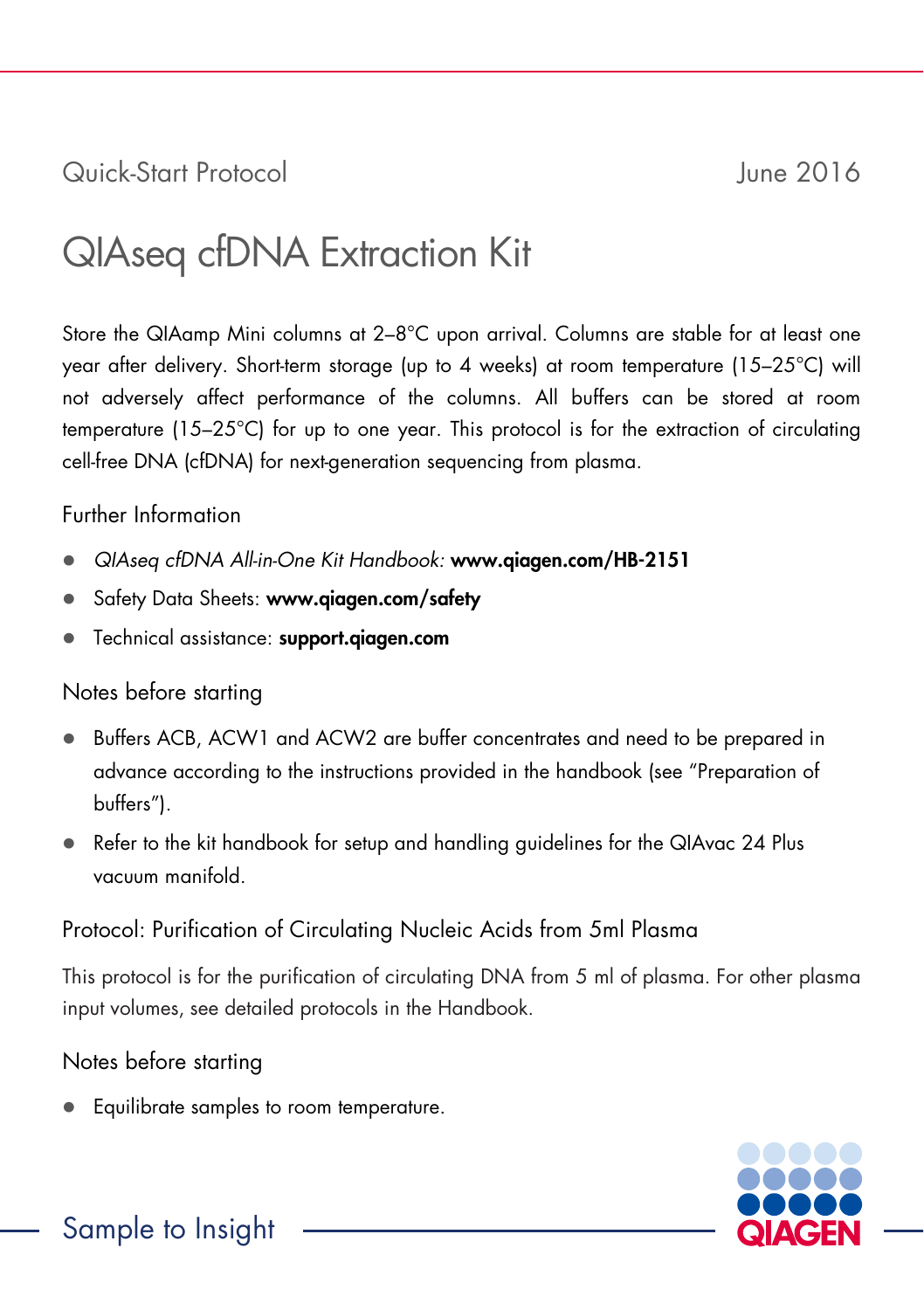Quick-Start Protocol

June 2016

# QIAseq cfDNA Extraction Kit

Store the QIAamp Mini columns at 2–8°C upon arrival. Columns are stable for at least one year after delivery. Short-term storage (up to 4 weeks) at room temperature (15–25°C) will not adversely affect performance of the columns. All buffers can be stored at room temperature (15–25°C) for up to one year. This protocol is for the extraction of circulating cell-free DNA (cfDNA) for next-generation sequencing from plasma.

## Further Information

- *QIAseq cfDNA All-in-One Kit Handbook:* **www.qiagen.com/HB-2151**
- Safety Data Sheets: **www.qiagen.com/safety**
- Technical assistance: **support.qiagen.com**

## Notes before starting

- Buffers ACB, ACW1 and ACW2 are buffer concentrates and need to be prepared in advance according to the instructions provided in the handbook (see "Preparation of buffers").
- Refer to the kit handbook for setup and handling guidelines for the QIAvac 24 Plus vacuum manifold.

## Protocol: Purification of Circulating Nucleic Acids from 5ml Plasma

This protocol is for the purification of circulating DNA from 5 ml of plasma. For other plasma input volumes, see detailed protocols in the Handbook.

## Notes before starting

- Equilibrate samples to room temperature.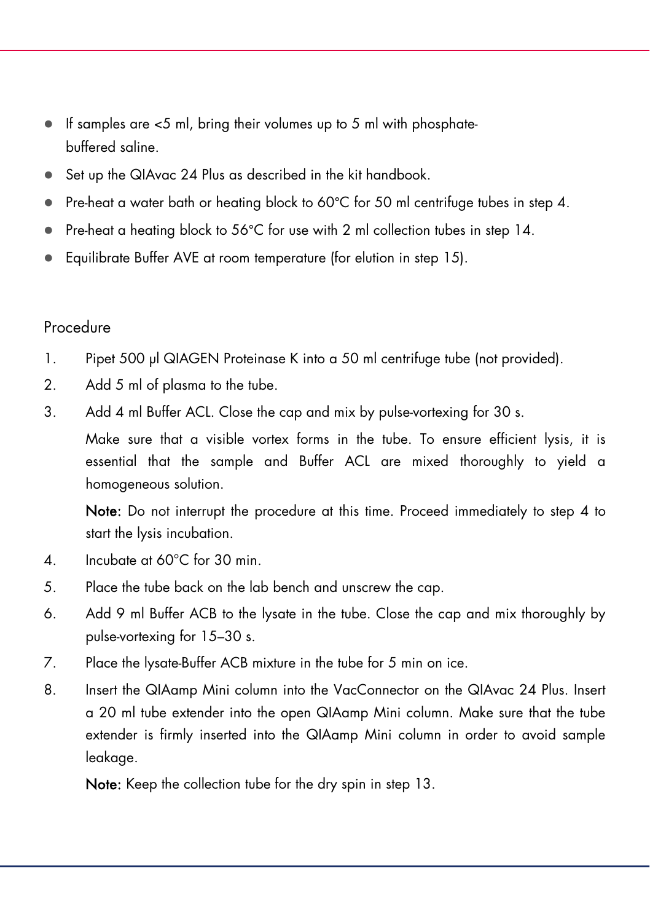- If samples are <5 ml, bring their volumes up to 5 ml with phosphate-buffered saline.
- Set up the QIAvac 24 Plus as described in the kit handbook.
- Pre-heat a water bath or heating block to 60°C for 50 ml centrifuge tubes in step 4.
- Pre-heat a heating block to 56°C for use with 2 ml collection tubes in step 14.
- Equilibrate Buffer AVE at room temperature (for elution in step 15).

## Procedure

1. Pipet 500 µl QIAGEN Proteinase K into a 50 ml centrifuge tube (not provided).
2. Add 5 ml of plasma to the tube.
3. Add 4 ml Buffer ACL. Close the cap and mix by pulse-vortexing for 30 s.

   Make sure that a visible vortex forms in the tube. To ensure efficient lysis, it is essential that the sample and Buffer ACL are mixed thoroughly to yield a homogeneous solution.

   **Note:** Do not interrupt the procedure at this time. Proceed immediately to step 4 to start the lysis incubation.
4. Incubate at 60°C for 30 min.
5. Place the tube back on the lab bench and unscrew the cap.
6. Add 9 ml Buffer ACB to the lysate in the tube. Close the cap and mix thoroughly by pulse-vortexing for 15–30 s.
7. Place the lysate-Buffer ACB mixture in the tube for 5 min on ice.
8. Insert the QIAamp Mini column into the VacConnector on the QIAvac 24 Plus. Insert a 20 ml tube extender into the open QIAamp Mini column. Make sure that the tube extender is firmly inserted into the QIAamp Mini column in order to avoid sample leakage.

   **Note:** Keep the collection tube for the dry spin in step 13.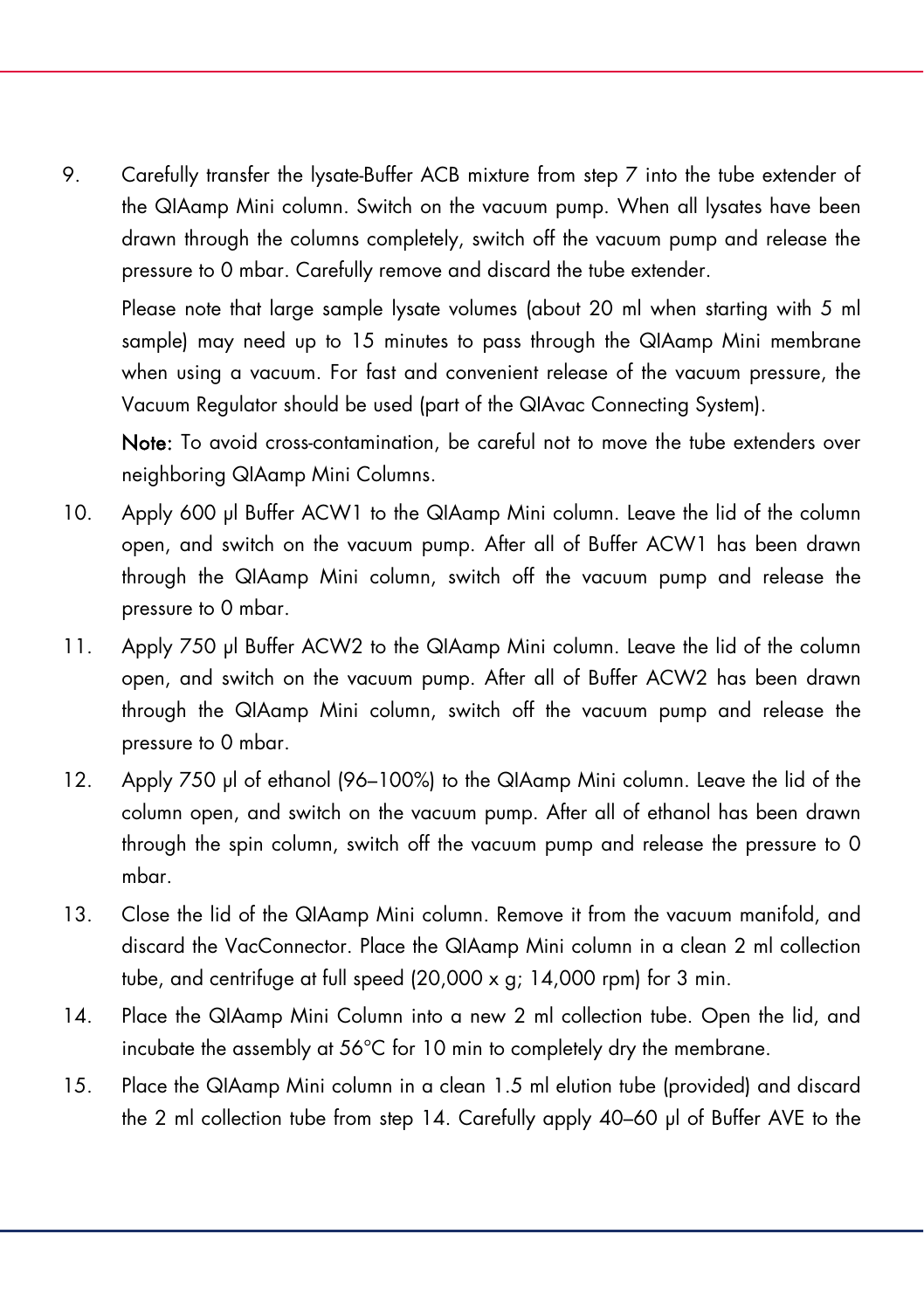9. Carefully transfer the lysate-Buffer ACB mixture from step 7 into the tube extender of the QIAamp Mini column. Switch on the vacuum pump. When all lysates have been drawn through the columns completely, switch off the vacuum pump and release the pressure to 0 mbar. Carefully remove and discard the tube extender.

   Please note that large sample lysate volumes (about 20 ml when starting with 5 ml sample) may need up to 15 minutes to pass through the QIAamp Mini membrane when using a vacuum. For fast and convenient release of the vacuum pressure, the Vacuum Regulator should be used (part of the QIAvac Connecting System).

   **Note:** To avoid cross-contamination, be careful not to move the tube extenders over neighboring QIAamp Mini Columns.

10. Apply 600 µl Buffer ACW1 to the QIAamp Mini column. Leave the lid of the column open, and switch on the vacuum pump. After all of Buffer ACW1 has been drawn through the QIAamp Mini column, switch off the vacuum pump and release the pressure to 0 mbar.

11. Apply 750 µl Buffer ACW2 to the QIAamp Mini column. Leave the lid of the column open, and switch on the vacuum pump. After all of Buffer ACW2 has been drawn through the QIAamp Mini column, switch off the vacuum pump and release the pressure to 0 mbar.

12. Apply 750 µl of ethanol (96–100%) to the QIAamp Mini column. Leave the lid of the column open, and switch on the vacuum pump. After all of ethanol has been drawn through the spin column, switch off the vacuum pump and release the pressure to 0 mbar.

13. Close the lid of the QIAamp Mini column. Remove it from the vacuum manifold, and discard the VacConnector. Place the QIAamp Mini column in a clean 2 ml collection tube, and centrifuge at full speed (20,000 x g; 14,000 rpm) for 3 min.

14. Place the QIAamp Mini Column into a new 2 ml collection tube. Open the lid, and incubate the assembly at 56°C for 10 min to completely dry the membrane.

15. Place the QIAamp Mini column in a clean 1.5 ml elution tube (provided) and discard the 2 ml collection tube from step 14. Carefully apply 40–60 µl of Buffer AVE to the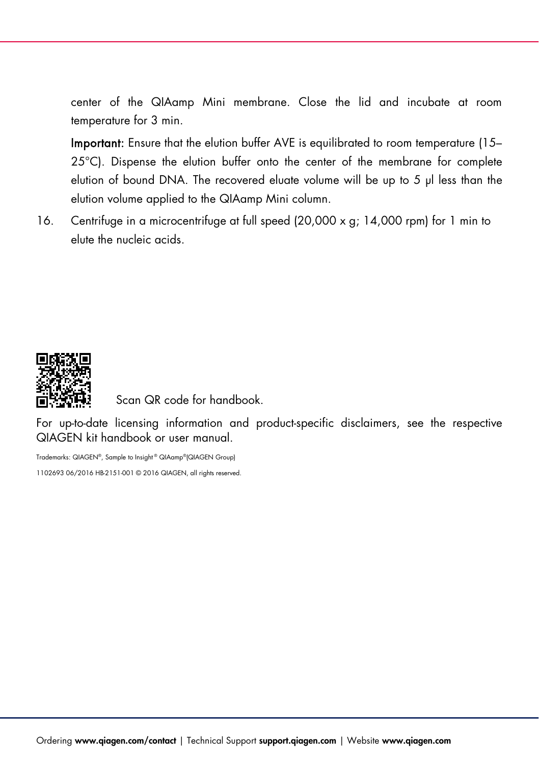center of the QIAamp Mini membrane. Close the lid and incubate at room temperature for 3 min.

**Important:** Ensure that the elution buffer AVE is equilibrated to room temperature (15–25°C). Dispense the elution buffer onto the center of the membrane for complete elution of bound DNA. The recovered eluate volume will be up to 5 µl less than the elution volume applied to the QIAamp Mini column.

16. Centrifuge in a microcentrifuge at full speed (20,000 x g; 14,000 rpm) for 1 min to elute the nucleic acids.

Scan QR code for handbook.

For up-to-date licensing information and product-specific disclaimers, see the respective QIAGEN kit handbook or user manual.

Trademarks: QIAGEN®, Sample to Insight® QIAamp®(QIAGEN Group)

1102693 06/2016 HB-2151-001 © 2016 QIAGEN, all rights reserved.

Ordering **www.qiagen.com/contact** | Technical Support **support.qiagen.com** | Website **www.qiagen.com**